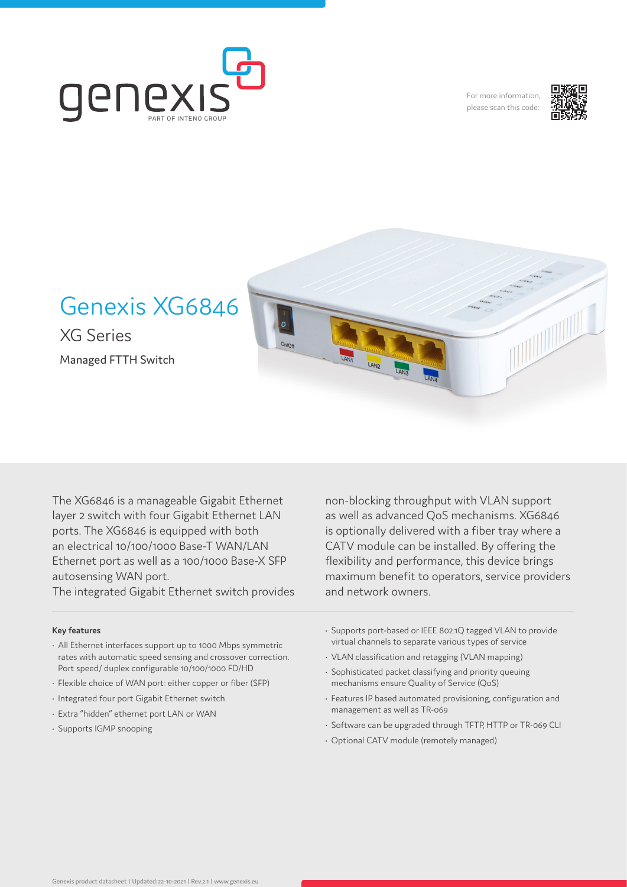For more information, please scan this code:

# Genexis XG6846

## XG Series

Managed FTTH Switch

The XG6846 is a manageable Gigabit Ethernet layer 2 switch with four Gigabit Ethernet LAN ports. The XG6846 is equipped with both an electrical 10/100/1000 Base-T WAN/LAN Ethernet port as well as a 100/1000 Base-X SFP autosensing WAN port.
The integrated Gigabit Ethernet switch provides non-blocking throughput with VLAN support as well as advanced QoS mechanisms. XG6846 is optionally delivered with a fiber tray where a CATV module can be installed. By offering the flexibility and performance, this device brings maximum benefit to operators, service providers and network owners.

**Key features**

- All Ethernet interfaces support up to 1000 Mbps symmetric rates with automatic speed sensing and crossover correction. Port speed/ duplex configurable 10/100/1000 FD/HD
- Flexible choice of WAN port: either copper or fiber (SFP)
- Integrated four port Gigabit Ethernet switch
- Extra "hidden" ethernet port LAN or WAN
- Supports IGMP snooping
- Supports port-based or IEEE 802.1Q tagged VLAN to provide virtual channels to separate various types of service
- VLAN classification and retagging (VLAN mapping)
- Sophisticated packet classifying and priority queuing mechanisms ensure Quality of Service (QoS)
- Features IP based automated provisioning, configuration and management as well as TR-069
- Software can be upgraded through TFTP, HTTP or TR-069 CLI
- Optional CATV module (remotely managed)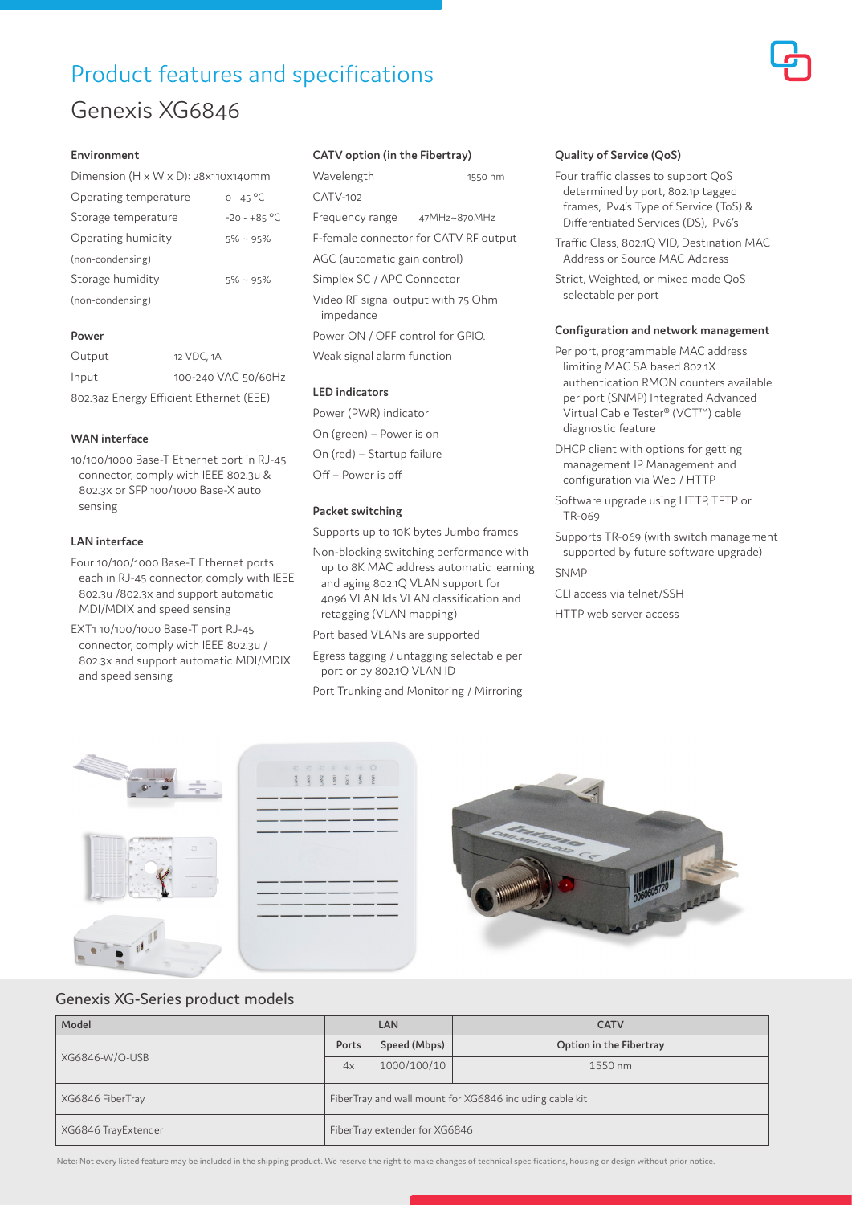# Product features and specifications

## Genexis XG6846

### Environment

Dimension (H x W x D): 28x110x140mm

| | |
|---|---|
| Operating temperature | 0 - 45 °C |
| Storage temperature | -20 - +85 °C |
| Operating humidity (non-condensing) | 5% ~ 95% |
| Storage humidity (non-condensing) | 5% ~ 95% |

### Power

| | |
|---|---|
| Output | 12 VDC, 1A |
| Input | 100-240 VAC 50/60Hz |

802.3az Energy Efficient Ethernet (EEE)

### WAN interface

- 10/100/1000 Base-T Ethernet port in RJ-45 connector, comply with IEEE 802.3u & 802.3x or SFP 100/1000 Base-X auto sensing

### LAN interface

- Four 10/100/1000 Base-T Ethernet ports each in RJ-45 connector, comply with IEEE 802.3u /802.3x and support automatic MDI/MDIX and speed sensing
- EXT1 10/100/1000 Base-T port RJ-45 connector, comply with IEEE 802.3u / 802.3x and support automatic MDI/MDIX and speed sensing

### CATV option (in the Fibertray)

Wavelength 1550 nm

CATV-102

Frequency range 47MHz~870MHz

F-female connector for CATV RF output

AGC (automatic gain control)

Simplex SC / APC Connector

Video RF signal output with 75 Ohm impedance

Power ON / OFF control for GPIO.

Weak signal alarm function

### LED indicators

Power (PWR) indicator

On (green) – Power is on

On (red) – Startup failure

Off – Power is off

### Packet switching

- Supports up to 10K bytes Jumbo frames
- Non-blocking switching performance with up to 8K MAC address automatic learning and aging 802.1Q VLAN support for 4096 VLAN Ids VLAN classification and retagging (VLAN mapping)
- Port based VLANs are supported
- Egress tagging / untagging selectable per port or by 802.1Q VLAN ID
- Port Trunking and Monitoring / Mirroring

### Quality of Service (QoS)

- Four traffic classes to support QoS determined by port, 802.1p tagged frames, IPv4's Type of Service (ToS) & Differentiated Services (DS), IPv6's
- Traffic Class, 802.1Q VID, Destination MAC Address or Source MAC Address
- Strict, Weighted, or mixed mode QoS selectable per port

### Configuration and network management

- Per port, programmable MAC address limiting MAC SA based 802.1X authentication RMON counters available per port (SNMP) Integrated Advanced Virtual Cable Tester® (VCT™) cable diagnostic feature
- DHCP client with options for getting management IP Management and configuration via Web / HTTP
- Software upgrade using HTTP, TFTP or TR-069
- Supports TR-069 (with switch management supported by future software upgrade)
- SNMP
- CLI access via telnet/SSH
- HTTP web server access

## Genexis XG-Series product models

| Model | LAN | | CATV |
|---|---|---|---|
| | Ports | Speed (Mbps) | Option in the Fibertray |
| XG6846-W/O-USB | 4x | 1000/100/10 | 1550 nm |
| XG6846 FiberTray | FiberTray and wall mount for XG6846 including cable kit | | |
| XG6846 TrayExtender | FiberTray extender for XG6846 | | |

Note: Not every listed feature may be included in the shipping product. We reserve the right to make changes of technical specifications, housing or design without prior notice.